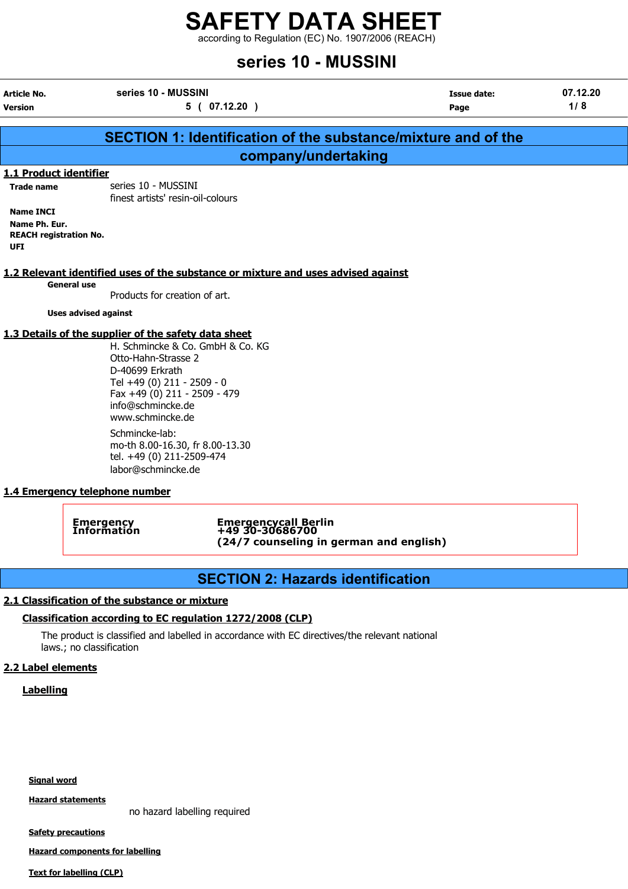# SAFETY DATA SHEET

according to Regulation (EC) No. 1907/2006 (REACH)

# series 10 - MUSSINI

| | | | |
|---|---|---|---|
| **Article No.** | series 10 - MUSSINI | **Issue date:** | 07.12.20 |
| **Version** | 5 ( 07.12.20 ) | **Page** | 1/ 8 |

## SECTION 1: Identification of the substance/mixture and of the company/undertaking

### 1.1 Product identifier

**Trade name** series 10 - MUSSINI
finest artists' resin-oil-colours

**Name INCI**

**Name Ph. Eur.**

**REACH registration No.**

**UFI**

### 1.2 Relevant identified uses of the substance or mixture and uses advised against

**General use**

Products for creation of art.

**Uses advised against**

### 1.3 Details of the supplier of the safety data sheet

H. Schmincke & Co. GmbH & Co. KG
Otto-Hahn-Strasse 2
D-40699 Erkrath
Tel +49 (0) 211 - 2509 - 0
Fax +49 (0) 211 - 2509 - 479
info@schmincke.de
www.schmincke.de

Schmincke-lab:
mo-th 8.00-16.30, fr 8.00-13.30
tel. +49 (0) 211-2509-474
labor@schmincke.de

### 1.4 Emergency telephone number

| | |
|---|---|
| **Emergency Information** | **Emergencycall Berlin** **+49 30-30686700** **(24/7 counseling in german and english)** |

## SECTION 2: Hazards identification

### 2.1 Classification of the substance or mixture

#### Classification according to EC regulation 1272/2008 (CLP)

The product is classified and labelled in accordance with EC directives/the relevant national laws.; no classification

### 2.2 Label elements

#### Labelling

**Signal word**

**Hazard statements**

no hazard labelling required

**Safety precautions**

**Hazard components for labelling**

**Text for labelling (CLP)**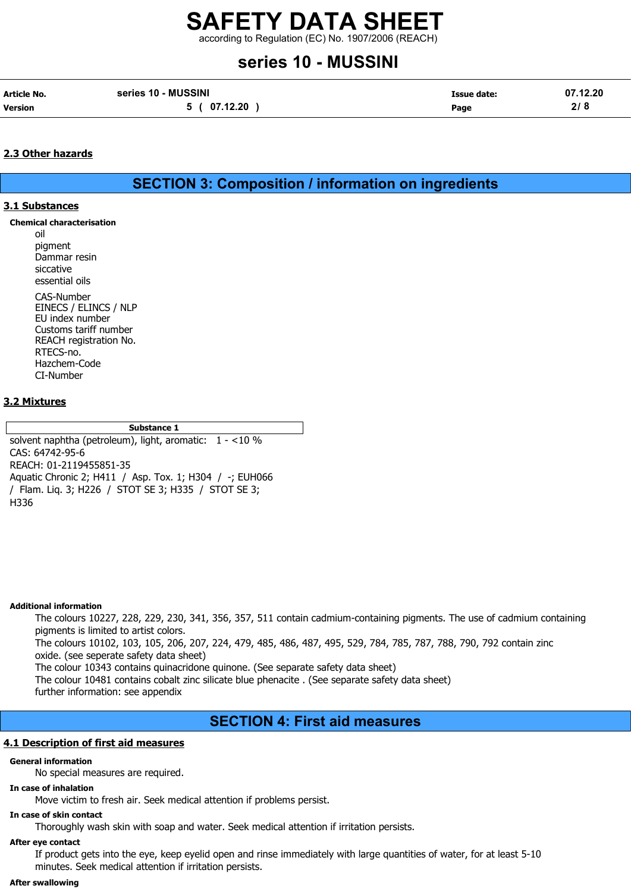### 2.3 Other hazards

## SECTION 3: Composition / information on ingredients

### 3.1 Substances

**Chemical characterisation**

oil
pigment
Dammar resin
siccative
essential oils

CAS-Number
EINECS / ELINCS / NLP
EU index number
Customs tariff number
REACH registration No.
RTECS-no.
Hazchem-Code
CI-Number

### 3.2 Mixtures

| Substance 1 |
|---|
| solvent naphtha (petroleum), light, aromatic: 1 - <10 %<br>CAS: 64742-95-6<br>REACH: 01-2119455851-35<br>Aquatic Chronic 2; H411 / Asp. Tox. 1; H304 / -; EUH066 / Flam. Liq. 3; H226 / STOT SE 3; H335 / STOT SE 3; H336 |

**Additional information**

The colours 10227, 228, 229, 230, 341, 356, 357, 511 contain cadmium-containing pigments. The use of cadmium containing pigments is limited to artist colors.
The colours 10102, 103, 105, 206, 207, 224, 479, 485, 486, 487, 495, 529, 784, 785, 787, 788, 790, 792 contain zinc oxide. (see seperate safety data sheet)
The colour 10343 contains quinacridone quinone. (See separate safety data sheet)
The colour 10481 contains cobalt zinc silicate blue phenacite . (See separate safety data sheet)
further information: see appendix

## SECTION 4: First aid measures

### 4.1 Description of first aid measures

**General information**

No special measures are required.

**In case of inhalation**

Move victim to fresh air. Seek medical attention if problems persist.

**In case of skin contact**

Thoroughly wash skin with soap and water. Seek medical attention if irritation persists.

**After eye contact**

If product gets into the eye, keep eyelid open and rinse immediately with large quantities of water, for at least 5-10 minutes. Seek medical attention if irritation persists.

**After swallowing**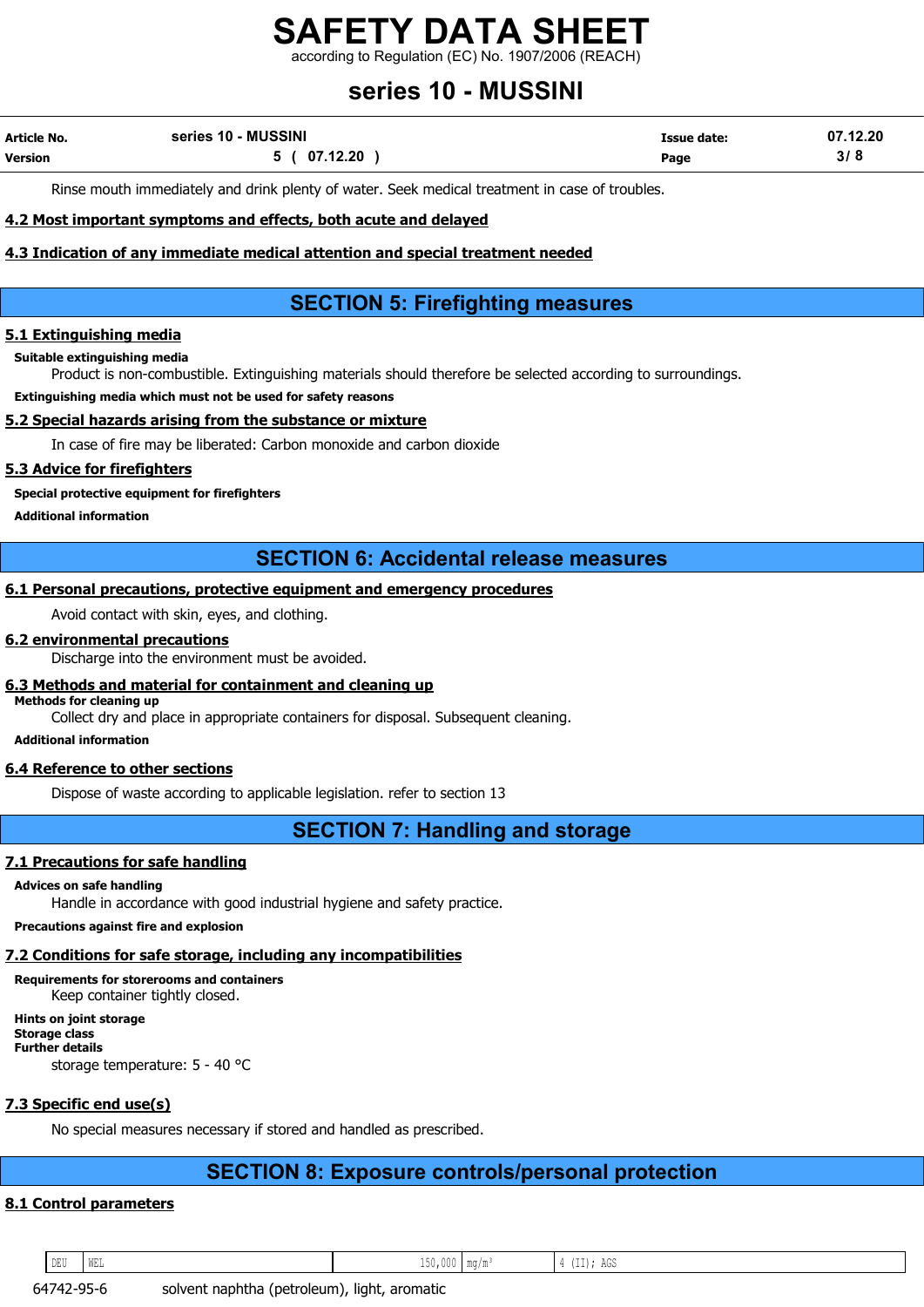Rinse mouth immediately and drink plenty of water. Seek medical treatment in case of troubles.

### 4.2 Most important symptoms and effects, both acute and delayed

### 4.3 Indication of any immediate medical attention and special treatment needed

## SECTION 5: Firefighting measures

### 5.1 Extinguishing media

**Suitable extinguishing media**

Product is non-combustible. Extinguishing materials should therefore be selected according to surroundings.

**Extinguishing media which must not be used for safety reasons**

### 5.2 Special hazards arising from the substance or mixture

In case of fire may be liberated: Carbon monoxide and carbon dioxide

### 5.3 Advice for firefighters

**Special protective equipment for firefighters**

**Additional information**

## SECTION 6: Accidental release measures

### 6.1 Personal precautions, protective equipment and emergency procedures

Avoid contact with skin, eyes, and clothing.

### 6.2 environmental precautions

Discharge into the environment must be avoided.

### 6.3 Methods and material for containment and cleaning up

**Methods for cleaning up**

Collect dry and place in appropriate containers for disposal. Subsequent cleaning.

**Additional information**

### 6.4 Reference to other sections

Dispose of waste according to applicable legislation. refer to section 13

## SECTION 7: Handling and storage

### 7.1 Precautions for safe handling

**Advices on safe handling**

Handle in accordance with good industrial hygiene and safety practice.

**Precautions against fire and explosion**

### 7.2 Conditions for safe storage, including any incompatibilities

**Requirements for storerooms and containers**

Keep container tightly closed.

**Hints on joint storage**

**Storage class**

**Further details**

storage temperature: 5 - 40 °C

### 7.3 Specific end use(s)

No special measures necessary if stored and handled as prescribed.

## SECTION 8: Exposure controls/personal protection

### 8.1 Control parameters

| DEU | WEL | 150,000 | mg/m³ | 4 (II); AGS |
|---|---|---|---|---|

64742-95-6 solvent naphtha (petroleum), light, aromatic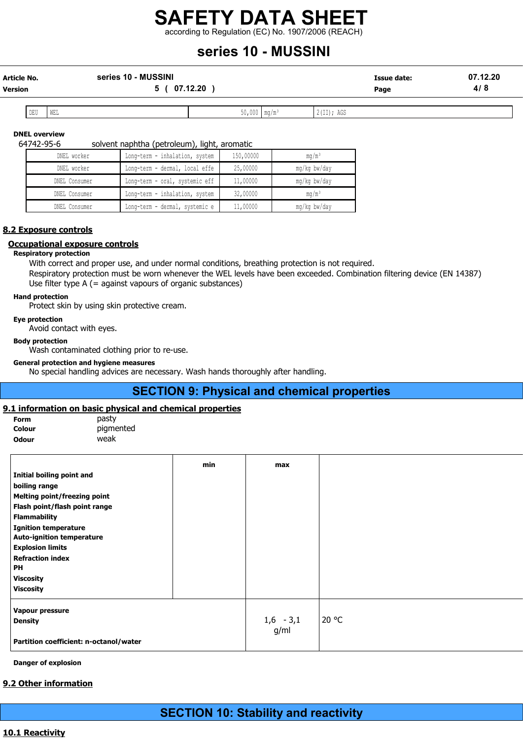| DEU | WEL | 50,000 | mg/m³ | 2(II); AGS |
|---|---|---|---|---|

**DNEL overview**

64742-95-6 solvent naphtha (petroleum), light, aromatic

| DNEL worker | Long-term - inhalation, system | 150,00000 | mg/m³ |
|---|---|---|---|
| DNEL worker | Long-term - dermal, local effe | 25,00000 | mg/kg bw/day |
| DNEL Consumer | Long-term - oral, systemic eff | 11,00000 | mg/kg bw/day |
| DNEL Consumer | Long-term - inhalation, system | 32,00000 | mg/m³ |
| DNEL Consumer | Long-term - dermal, systemic e | 11,00000 | mg/kg bw/day |

## 8.2 Exposure controls

### Occupational exposure controls

**Respiratory protection**

With correct and proper use, and under normal conditions, breathing protection is not required.
Respiratory protection must be worn whenever the WEL levels have been exceeded. Combination filtering device (EN 14387)
Use filter type A (= against vapours of organic substances)

**Hand protection**

Protect skin by using skin protective cream.

**Eye protection**

Avoid contact with eyes.

**Body protection**

Wash contaminated clothing prior to re-use.

**General protection and hygiene measures**

No special handling advices are necessary. Wash hands thoroughly after handling.

# SECTION 9: Physical and chemical properties

## 9.1 information on basic physical and chemical properties

**Form** pasty
**Colour** pigmented
**Odour** weak

| | min | max | |
|---|---|---|---|
| **Initial boiling point and boiling range** | | | |
| **Melting point/freezing point** | | | |
| **Flash point/flash point range** | | | |
| **Flammability** | | | |
| **Ignition temperature** | | | |
| **Auto-ignition temperature** | | | |
| **Explosion limits** | | | |
| **Refraction index** | | | |
| **PH** | | | |
| **Viscosity** | | | |
| **Viscosity** | | | |
| **Vapour pressure** | | | |
| **Density** | | 1,6 - 3,1 g/ml | 20 °C |
| **Partition coefficient: n-octanol/water** | | | |

**Danger of explosion**

## 9.2 Other information

# SECTION 10: Stability and reactivity

## 10.1 Reactivity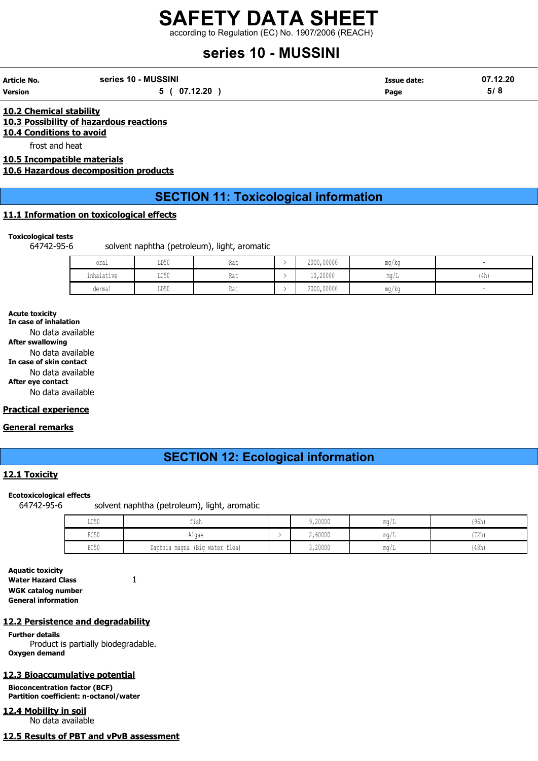#### 10.2 Chemical stability

#### 10.3 Possibility of hazardous reactions

#### 10.4 Conditions to avoid

frost and heat

#### 10.5 Incompatible materials

#### 10.6 Hazardous decomposition products

## SECTION 11: Toxicological information

#### 11.1 Information on toxicological effects

**Toxicological tests**

64742-95-6 solvent naphtha (petroleum), light, aromatic

| | | | | | | |
|---|---|---|---|---|---|---|
| oral | LD50 | Rat | > | 2000,00000 | mg/kg | - |
| inhalative | LC50 | Rat | > | 10,20000 | mg/L | (4h) |
| dermal | LD50 | Rat | > | 2000,00000 | mg/kg | - |

**Acute toxicity**

**In case of inhalation**

No data available

**After swallowing**

No data available

**In case of skin contact**

No data available

**After eye contact**

No data available

#### Practical experience

#### General remarks

## SECTION 12: Ecological information

#### 12.1 Toxicity

**Ecotoxicological effects**

64742-95-6 solvent naphtha (petroleum), light, aromatic

| | | | | | |
|---|---|---|---|---|---|
| LC50 | fish | | 9,20000 | mg/L | (96h) |
| EC50 | Algae | > | 2,60000 | mg/L | (72h) |
| EC50 | Daphnia magna (Big water flea) | | 3,20000 | mg/L | (48h) |

**Aquatic toxicity**

**Water Hazard Class** 1

**WGK catalog number**

**General information**

#### 12.2 Persistence and degradability

**Further details**

Product is partially biodegradable.

**Oxygen demand**

#### 12.3 Bioaccumulative potential

**Bioconcentration factor (BCF)**

**Partition coefficient: n-octanol/water**

#### 12.4 Mobility in soil

No data available

#### 12.5 Results of PBT and vPvB assessment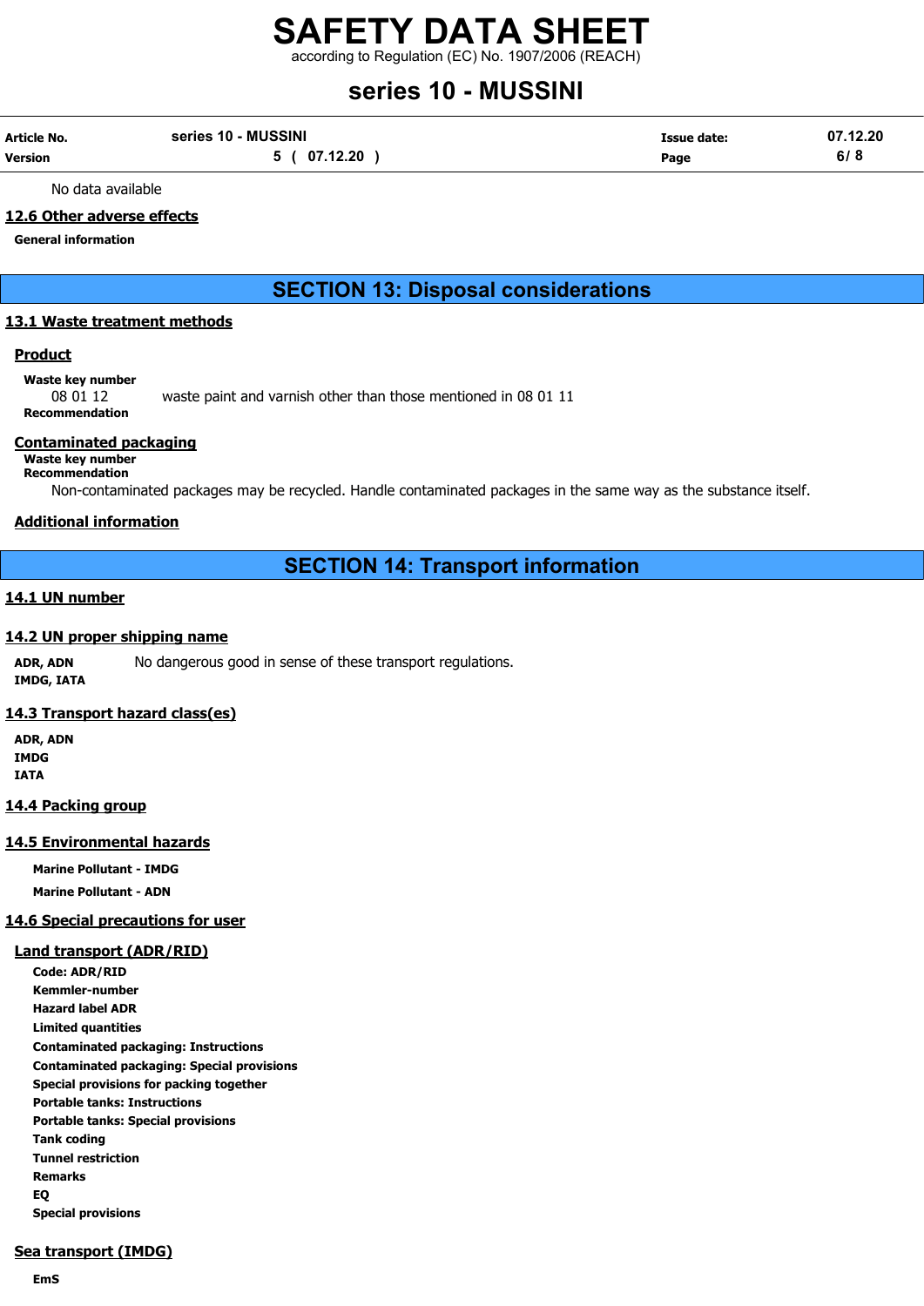No data available

### 12.6 Other adverse effects

**General information**

## SECTION 13: Disposal considerations

### 13.1 Waste treatment methods

#### Product

**Waste key number**

08 01 12 waste paint and varnish other than those mentioned in 08 01 11

**Recommendation**

#### Contaminated packaging

**Waste key number**

**Recommendation**

Non-contaminated packages may be recycled. Handle contaminated packages in the same way as the substance itself.

#### Additional information

## SECTION 14: Transport information

### 14.1 UN number

### 14.2 UN proper shipping name

**ADR, ADN** No dangerous good in sense of these transport regulations.

**IMDG, IATA**

### 14.3 Transport hazard class(es)

**ADR, ADN**

**IMDG**

**IATA**

### 14.4 Packing group

### 14.5 Environmental hazards

**Marine Pollutant - IMDG**

**Marine Pollutant - ADN**

### 14.6 Special precautions for user

#### Land transport (ADR/RID)

**Code: ADR/RID**

**Kemmler-number**

**Hazard label ADR**

**Limited quantities**

**Contaminated packaging: Instructions**

**Contaminated packaging: Special provisions**

**Special provisions for packing together**

**Portable tanks: Instructions**

**Portable tanks: Special provisions**

**Tank coding**

**Tunnel restriction**

**Remarks**

**EQ**

**Special provisions**

#### Sea transport (IMDG)

**EmS**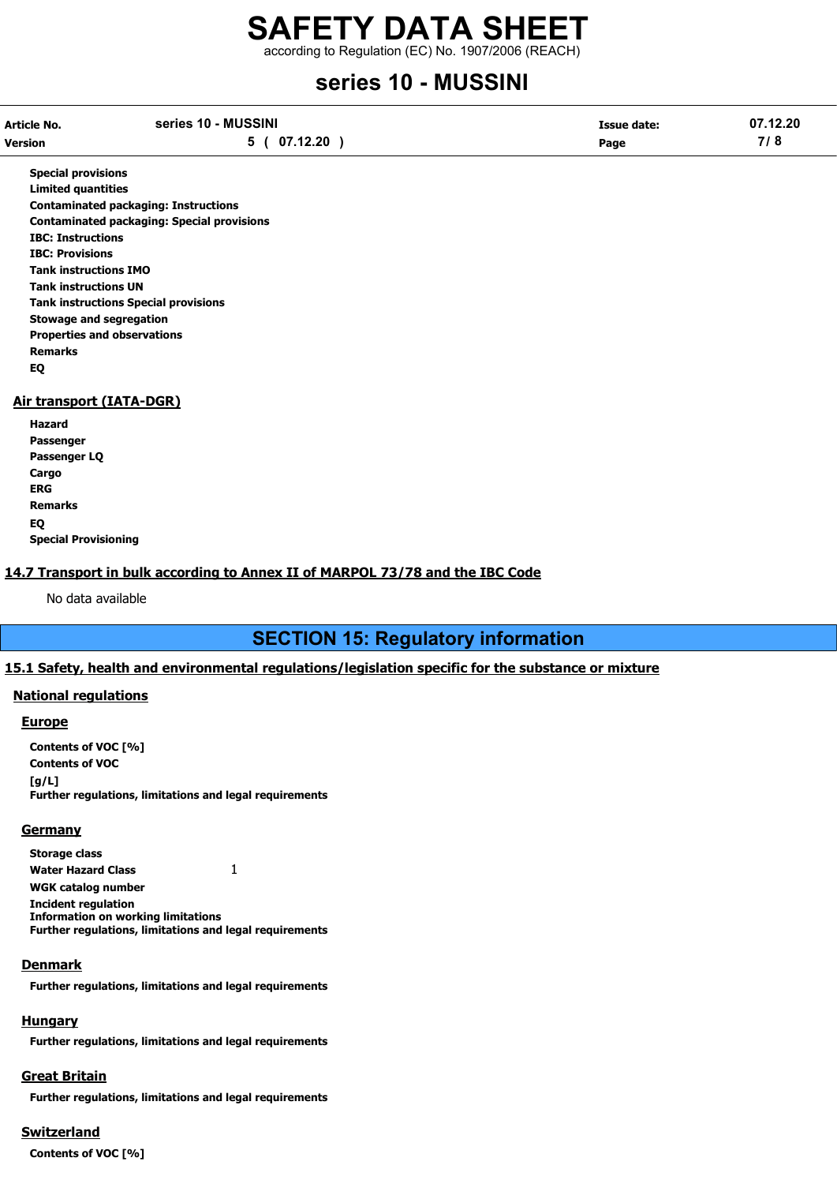**Special provisions**
**Limited quantities**
**Contaminated packaging: Instructions**
**Contaminated packaging: Special provisions**
**IBC: Instructions**
**IBC: Provisions**
**Tank instructions IMO**
**Tank instructions UN**
**Tank instructions Special provisions**
**Stowage and segregation**
**Properties and observations**
**Remarks**
**EQ**

### Air transport (IATA-DGR)

**Hazard**
**Passenger**
**Passenger LQ**
**Cargo**
**ERG**
**Remarks**
**EQ**
**Special Provisioning**

### 14.7 Transport in bulk according to Annex II of MARPOL 73/78 and the IBC Code

No data available

## SECTION 15: Regulatory information

### 15.1 Safety, health and environmental regulations/legislation specific for the substance or mixture

#### National regulations

##### Europe

**Contents of VOC [%]**
**Contents of VOC [g/L]**
**Further regulations, limitations and legal requirements**

##### Germany

**Storage class**
**Water Hazard Class** 1
**WGK catalog number**
**Incident regulation**
**Information on working limitations**
**Further regulations, limitations and legal requirements**

##### Denmark

**Further regulations, limitations and legal requirements**

##### Hungary

**Further regulations, limitations and legal requirements**

##### Great Britain

**Further regulations, limitations and legal requirements**

##### Switzerland

**Contents of VOC [%]**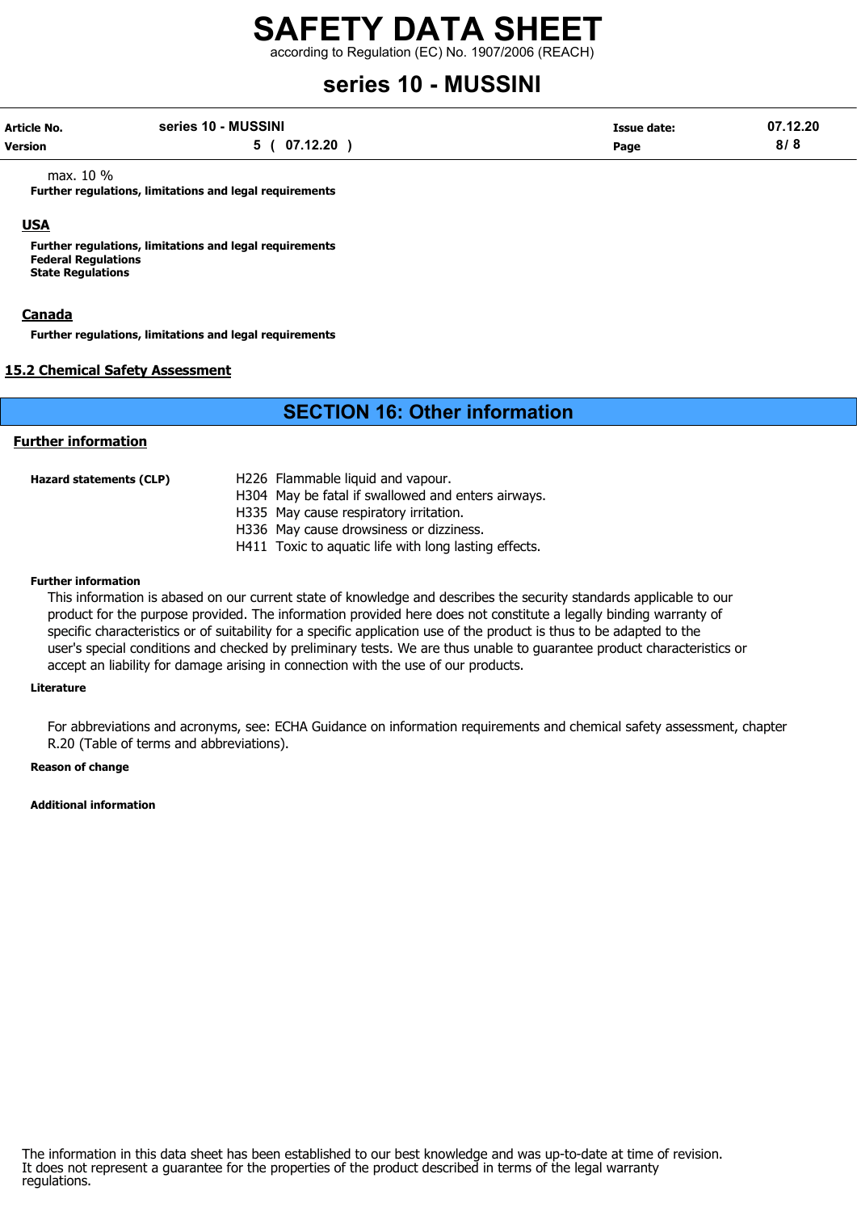max. 10 %

**Further regulations, limitations and legal requirements**

## USA

**Further regulations, limitations and legal requirements**
**Federal Regulations**
**State Regulations**

## Canada

**Further regulations, limitations and legal requirements**

## 15.2 Chemical Safety Assessment

# SECTION 16: Other information

## Further information

**Hazard statements (CLP)**

H226 Flammable liquid and vapour.
H304 May be fatal if swallowed and enters airways.
H335 May cause respiratory irritation.
H336 May cause drowsiness or dizziness.
H411 Toxic to aquatic life with long lasting effects.

**Further information**

This information is abased on our current state of knowledge and describes the security standards applicable to our product for the purpose provided. The information provided here does not constitute a legally binding warranty of specific characteristics or of suitability for a specific application use of the product is thus to be adapted to the user's special conditions and checked by preliminary tests. We are thus unable to guarantee product characteristics or accept an liability for damage arising in connection with the use of our products.

**Literature**

For abbreviations and acronyms, see: ECHA Guidance on information requirements and chemical safety assessment, chapter R.20 (Table of terms and abbreviations).

**Reason of change**

**Additional information**

The information in this data sheet has been established to our best knowledge and was up-to-date at time of revision. It does not represent a guarantee for the properties of the product described in terms of the legal warranty regulations.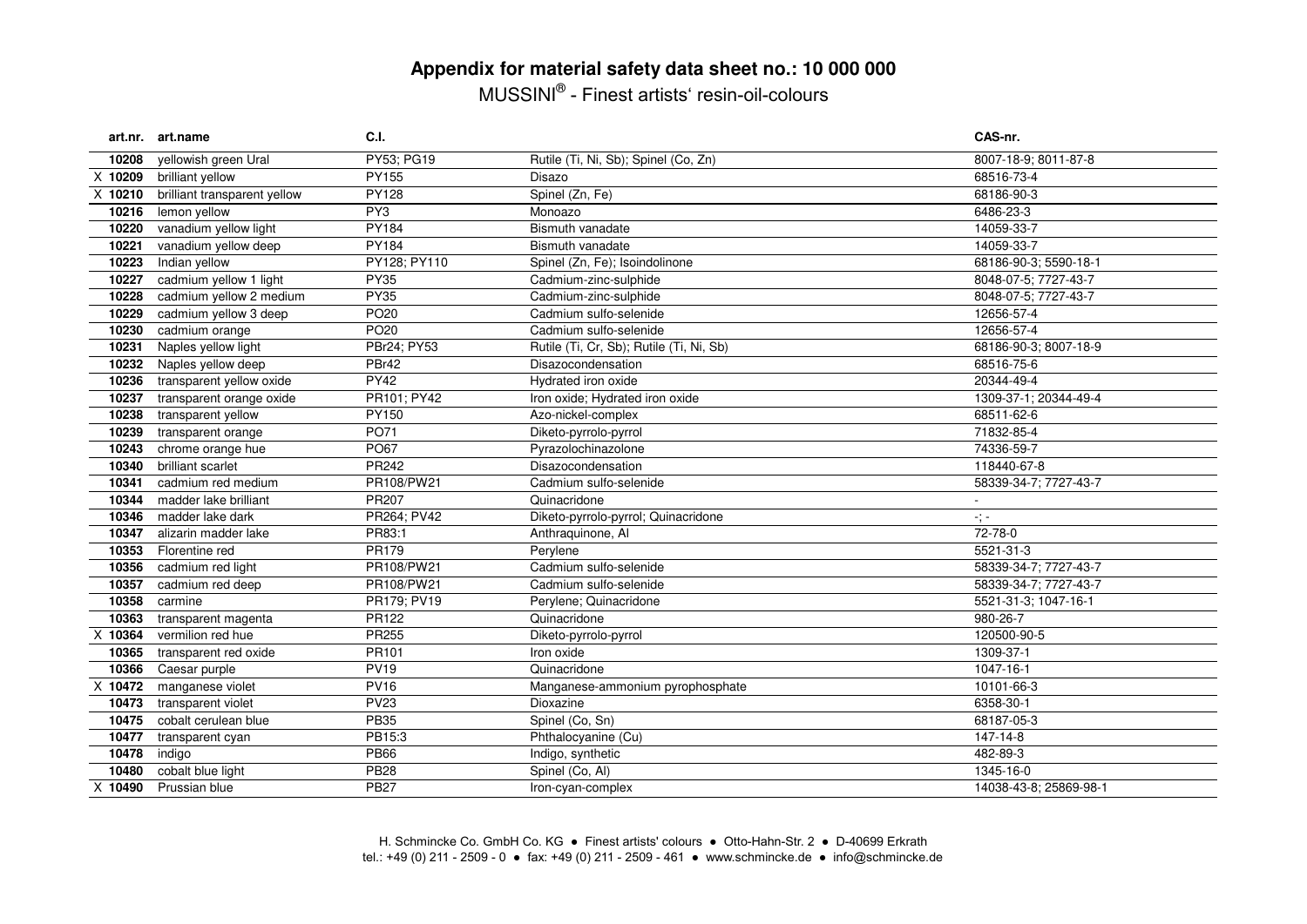# Appendix for material safety data sheet no.: 10 000 000

MUSSINI® - Finest artists' resin-oil-colours

| | art.nr. | art.name | C.I. | | CAS-nr. |
|---|---|---|---|---|---|
| | 10208 | yellowish green Ural | PY53; PG19 | Rutile (Ti, Ni, Sb); Spinel (Co, Zn) | 8007-18-9; 8011-87-8 |
| X | 10209 | brilliant yellow | PY155 | Disazo | 68516-73-4 |
| X | 10210 | brilliant transparent yellow | PY128 | Spinel (Zn, Fe) | 68186-90-3 |
| | 10216 | lemon yellow | PY3 | Monoazo | 6486-23-3 |
| | 10220 | vanadium yellow light | PY184 | Bismuth vanadate | 14059-33-7 |
| | 10221 | vanadium yellow deep | PY184 | Bismuth vanadate | 14059-33-7 |
| | 10223 | Indian yellow | PY128; PY110 | Spinel (Zn, Fe); Isoindolinone | 68186-90-3; 5590-18-1 |
| | 10227 | cadmium yellow 1 light | PY35 | Cadmium-zinc-sulphide | 8048-07-5; 7727-43-7 |
| | 10228 | cadmium yellow 2 medium | PY35 | Cadmium-zinc-sulphide | 8048-07-5; 7727-43-7 |
| | 10229 | cadmium yellow 3 deep | PO20 | Cadmium sulfo-selenide | 12656-57-4 |
| | 10230 | cadmium orange | PO20 | Cadmium sulfo-selenide | 12656-57-4 |
| | 10231 | Naples yellow light | PBr24; PY53 | Rutile (Ti, Cr, Sb); Rutile (Ti, Ni, Sb) | 68186-90-3; 8007-18-9 |
| | 10232 | Naples yellow deep | PBr42 | Disazocondensation | 68516-75-6 |
| | 10236 | transparent yellow oxide | PY42 | Hydrated iron oxide | 20344-49-4 |
| | 10237 | transparent orange oxide | PR101; PY42 | Iron oxide; Hydrated iron oxide | 1309-37-1; 20344-49-4 |
| | 10238 | transparent yellow | PY150 | Azo-nickel-complex | 68511-62-6 |
| | 10239 | transparent orange | PO71 | Diketo-pyrrolo-pyrrol | 71832-85-4 |
| | 10243 | chrome orange hue | PO67 | Pyrazolochinazolone | 74336-59-7 |
| | 10340 | brilliant scarlet | PR242 | Disazocondensation | 118440-67-8 |
| | 10341 | cadmium red medium | PR108/PW21 | Cadmium sulfo-selenide | 58339-34-7; 7727-43-7 |
| | 10344 | madder lake brilliant | PR207 | Quinacridone | - |
| | 10346 | madder lake dark | PR264; PV42 | Diketo-pyrrolo-pyrrol; Quinacridone | -; - |
| | 10347 | alizarin madder lake | PR83:1 | Anthraquinone, Al | 72-78-0 |
| | 10353 | Florentine red | PR179 | Perylene | 5521-31-3 |
| | 10356 | cadmium red light | PR108/PW21 | Cadmium sulfo-selenide | 58339-34-7; 7727-43-7 |
| | 10357 | cadmium red deep | PR108/PW21 | Cadmium sulfo-selenide | 58339-34-7; 7727-43-7 |
| | 10358 | carmine | PR179; PV19 | Perylene; Quinacridone | 5521-31-3; 1047-16-1 |
| | 10363 | transparent magenta | PR122 | Quinacridone | 980-26-7 |
| X | 10364 | vermilion red hue | PR255 | Diketo-pyrrolo-pyrrol | 120500-90-5 |
| | 10365 | transparent red oxide | PR101 | Iron oxide | 1309-37-1 |
| | 10366 | Caesar purple | PV19 | Quinacridone | 1047-16-1 |
| X | 10472 | manganese violet | PV16 | Manganese-ammonium pyrophosphate | 10101-66-3 |
| | 10473 | transparent violet | PV23 | Dioxazine | 6358-30-1 |
| | 10475 | cobalt cerulean blue | PB35 | Spinel (Co, Sn) | 68187-05-3 |
| | 10477 | transparent cyan | PB15:3 | Phthalocyanine (Cu) | 147-14-8 |
| | 10478 | indigo | PB66 | Indigo, synthetic | 482-89-3 |
| | 10480 | cobalt blue light | PB28 | Spinel (Co, Al) | 1345-16-0 |
| X | 10490 | Prussian blue | PB27 | Iron-cyan-complex | 14038-43-8; 25869-98-1 |

H. Schmincke Co. GmbH Co. KG ● Finest artists' colours ● Otto-Hahn-Str. 2 ● D-40699 Erkrath
tel.: +49 (0) 211 - 2509 - 0 ● fax: +49 (0) 211 - 2509 - 461 ● www.schmincke.de ● info@schmincke.de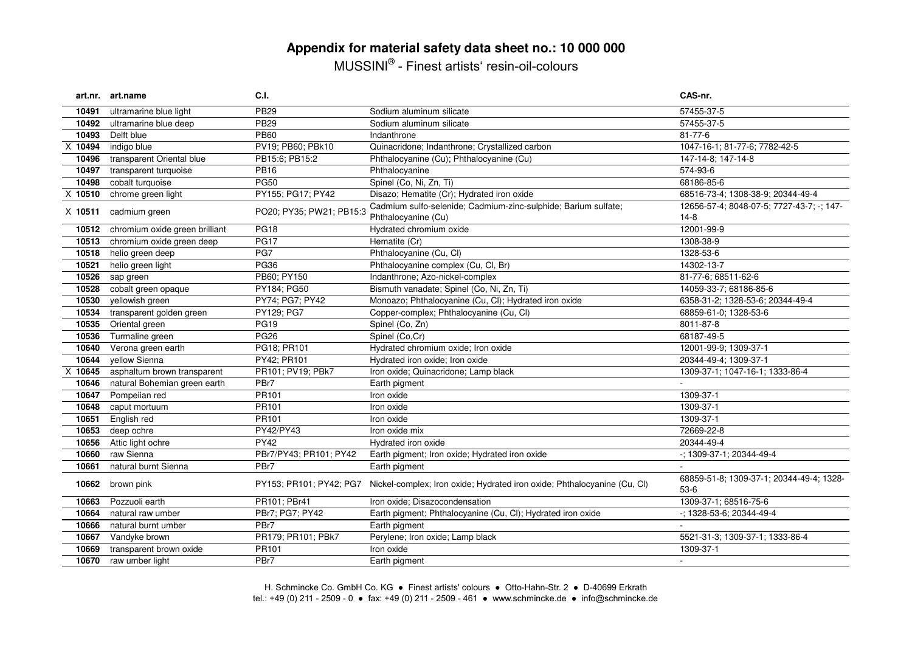# Appendix for material safety data sheet no.: 10 000 000

MUSSINI® - Finest artists' resin-oil-colours

| art.nr. | art.name | C.I. | | CAS-nr. |
|---|---|---|---|---|
| 10491 | ultramarine blue light | PB29 | Sodium aluminum silicate | 57455-37-5 |
| 10492 | ultramarine blue deep | PB29 | Sodium aluminum silicate | 57455-37-5 |
| 10493 | Delft blue | PB60 | Indanthrone | 81-77-6 |
| X 10494 | indigo blue | PV19; PB60; PBk10 | Quinacridone; Indanthrone; Crystallized carbon | 1047-16-1; 81-77-6; 7782-42-5 |
| 10496 | transparent Oriental blue | PB15:6; PB15:2 | Phthalocyanine (Cu); Phthalocyanine (Cu) | 147-14-8; 147-14-8 |
| 10497 | transparent turquoise | PB16 | Phthalocyanine | 574-93-6 |
| 10498 | cobalt turquoise | PG50 | Spinel (Co, Ni, Zn, Ti) | 68186-85-6 |
| X 10510 | chrome green light | PY155; PG17; PY42 | Disazo; Hematite (Cr); Hydrated iron oxide | 68516-73-4; 1308-38-9; 20344-49-4 |
| X 10511 | cadmium green | PO20; PY35; PW21; PB15:3 | Cadmium sulfo-selenide; Cadmium-zinc-sulphide; Barium sulfate; Phthalocyanine (Cu) | 12656-57-4; 8048-07-5; 7727-43-7; -; 147-14-8 |
| 10512 | chromium oxide green brilliant | PG18 | Hydrated chromium oxide | 12001-99-9 |
| 10513 | chromium oxide green deep | PG17 | Hematite (Cr) | 1308-38-9 |
| 10518 | helio green deep | PG7 | Phthalocyanine (Cu, Cl) | 1328-53-6 |
| 10521 | helio green light | PG36 | Phthalocyanine complex (Cu, Cl, Br) | 14302-13-7 |
| 10526 | sap green | PB60; PY150 | Indanthrone; Azo-nickel-complex | 81-77-6; 68511-62-6 |
| 10528 | cobalt green opaque | PY184; PG50 | Bismuth vanadate; Spinel (Co, Ni, Zn, Ti) | 14059-33-7; 68186-85-6 |
| 10530 | yellowish green | PY74; PG7; PY42 | Monoazo; Phthalocyanine (Cu, Cl); Hydrated iron oxide | 6358-31-2; 1328-53-6; 20344-49-4 |
| 10534 | transparent golden green | PY129; PG7 | Copper-complex; Phthalocyanine (Cu, Cl) | 68859-61-0; 1328-53-6 |
| 10535 | Oriental green | PG19 | Spinel (Co, Zn) | 8011-87-8 |
| 10536 | Turmaline green | PG26 | Spinel (Co,Cr) | 68187-49-5 |
| 10640 | Verona green earth | PG18; PR101 | Hydrated chromium oxide; Iron oxide | 12001-99-9; 1309-37-1 |
| 10644 | yellow Sienna | PY42; PR101 | Hydrated iron oxide; Iron oxide | 20344-49-4; 1309-37-1 |
| X 10645 | asphaltum brown transparent | PR101; PV19; PBk7 | Iron oxide; Quinacridone; Lamp black | 1309-37-1; 1047-16-1; 1333-86-4 |
| 10646 | natural Bohemian green earth | PBr7 | Earth pigment | - |
| 10647 | Pompeiian red | PR101 | Iron oxide | 1309-37-1 |
| 10648 | caput mortuum | PR101 | Iron oxide | 1309-37-1 |
| 10651 | English red | PR101 | Iron oxide | 1309-37-1 |
| 10653 | deep ochre | PY42/PY43 | Iron oxide mix | 72669-22-8 |
| 10656 | Attic light ochre | PY42 | Hydrated iron oxide | 20344-49-4 |
| 10660 | raw Sienna | PBr7/PY43; PR101; PY42 | Earth pigment; Iron oxide; Hydrated iron oxide | -; 1309-37-1; 20344-49-4 |
| 10661 | natural burnt Sienna | PBr7 | Earth pigment | - |
| 10662 | brown pink | PY153; PR101; PY42; PG7 | Nickel-complex; Iron oxide; Hydrated iron oxide; Phthalocyanine (Cu, Cl) | 68859-51-8; 1309-37-1; 20344-49-4; 1328-53-6 |
| 10663 | Pozzuoli earth | PR101; PBr41 | Iron oxide; Disazocondensation | 1309-37-1; 68516-75-6 |
| 10664 | natural raw umber | PBr7; PG7; PY42 | Earth pigment; Phthalocyanine (Cu, Cl); Hydrated iron oxide | -; 1328-53-6; 20344-49-4 |
| 10666 | natural burnt umber | PBr7 | Earth pigment | - |
| 10667 | Vandyke brown | PR179; PR101; PBk7 | Perylene; Iron oxide; Lamp black | 5521-31-3; 1309-37-1; 1333-86-4 |
| 10669 | transparent brown oxide | PR101 | Iron oxide | 1309-37-1 |
| 10670 | raw umber light | PBr7 | Earth pigment | - |

H. Schmincke Co. GmbH Co. KG ● Finest artists' colours ● Otto-Hahn-Str. 2 ● D-40699 Erkrath
tel.: +49 (0) 211 - 2509 - 0 ● fax: +49 (0) 211 - 2509 - 461 ● www.schmincke.de ● info@schmincke.de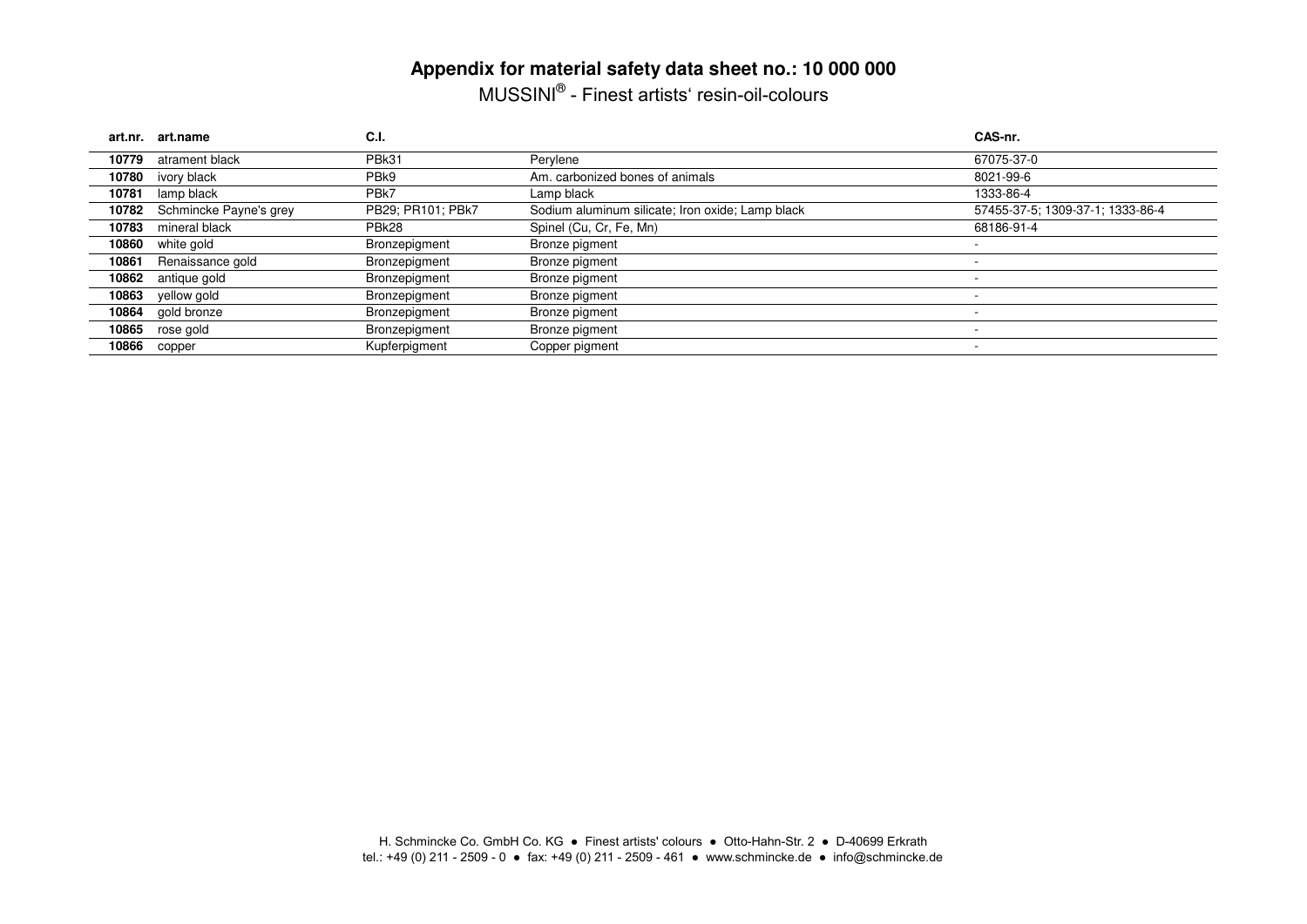**Appendix for material safety data sheet no.: 10 000 000**

MUSSINI® - Finest artists' resin-oil-colours

| art.nr. | art.name | C.I. | | CAS-nr. |
|---|---|---|---|---|
| **10779** | atrament black | PBk31 | Perylene | 67075-37-0 |
| **10780** | ivory black | PBk9 | Am. carbonized bones of animals | 8021-99-6 |
| **10781** | lamp black | PBk7 | Lamp black | 1333-86-4 |
| **10782** | Schmincke Payne's grey | PB29; PR101; PBk7 | Sodium aluminum silicate; Iron oxide; Lamp black | 57455-37-5; 1309-37-1; 1333-86-4 |
| **10783** | mineral black | PBk28 | Spinel (Cu, Cr, Fe, Mn) | 68186-91-4 |
| **10860** | white gold | Bronzepigment | Bronze pigment | - |
| **10861** | Renaissance gold | Bronzepigment | Bronze pigment | - |
| **10862** | antique gold | Bronzepigment | Bronze pigment | - |
| **10863** | yellow gold | Bronzepigment | Bronze pigment | - |
| **10864** | gold bronze | Bronzepigment | Bronze pigment | - |
| **10865** | rose gold | Bronzepigment | Bronze pigment | - |
| **10866** | copper | Kupferpigment | Copper pigment | - |

H. Schmincke Co. GmbH Co. KG ● Finest artists' colours ● Otto-Hahn-Str. 2 ● D-40699 Erkrath
tel.: +49 (0) 211 - 2509 - 0 ● fax: +49 (0) 211 - 2509 - 461 ● www.schmincke.de ● info@schmincke.de